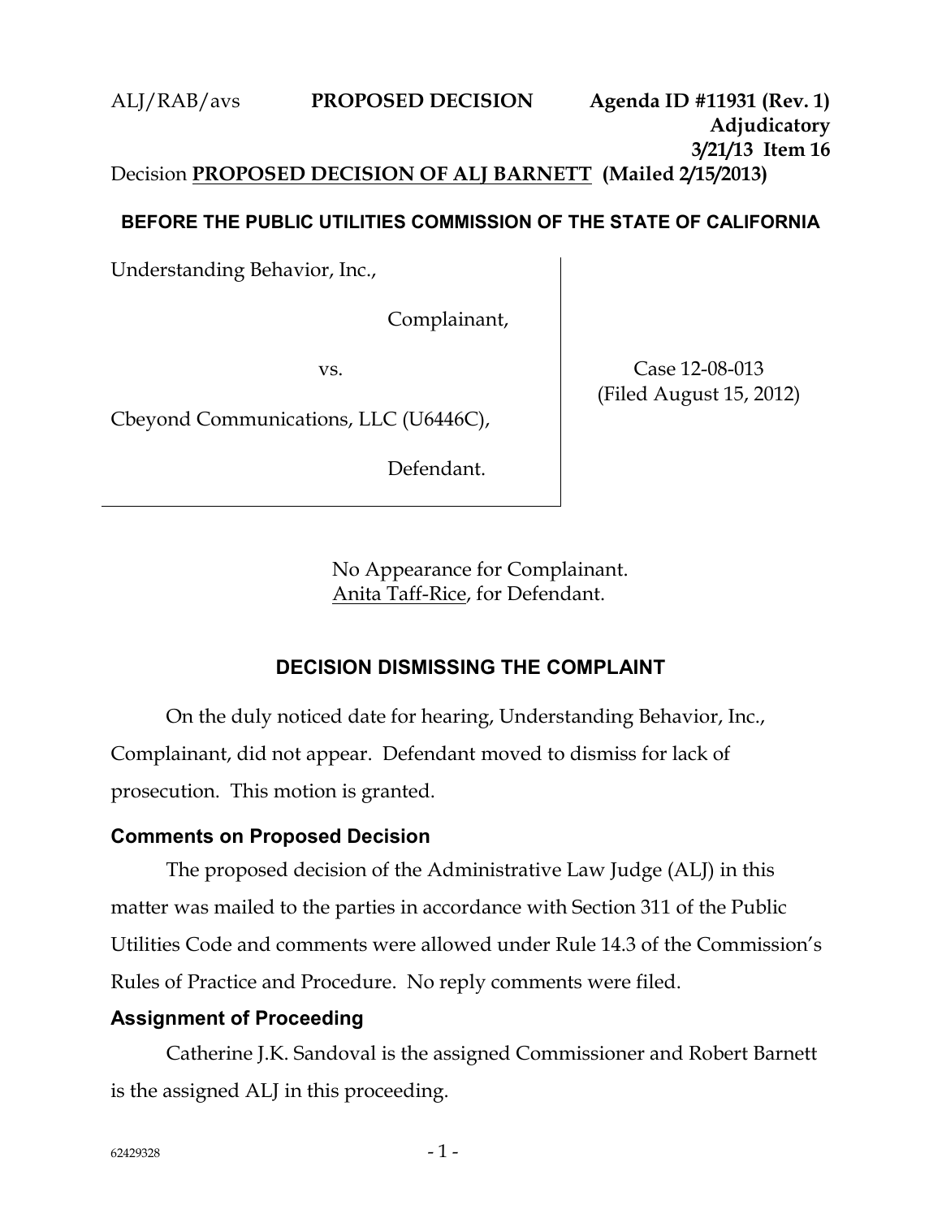ALJ/RAB/avs **PROPOSED DECISION** **Agenda ID #11931 (Rev. 1)**
**Adjudicatory**
**3/21/13 Item 16**

Decision **PROPOSED DECISION OF ALJ BARNETT (Mailed 2/15/2013)**

**BEFORE THE PUBLIC UTILITIES COMMISSION OF THE STATE OF CALIFORNIA**

| | |
|---|---|
| Understanding Behavior, Inc.,<br><br>Complainant,<br><br>vs.<br><br>Cbeyond Communications, LLC (U6446C),<br><br>Defendant. | Case 12-08-013<br>(Filed August 15, 2012) |

No Appearance for Complainant.
Anita Taff-Rice, for Defendant.

## DECISION DISMISSING THE COMPLAINT

On the duly noticed date for hearing, Understanding Behavior, Inc., Complainant, did not appear. Defendant moved to dismiss for lack of prosecution. This motion is granted.

### Comments on Proposed Decision

The proposed decision of the Administrative Law Judge (ALJ) in this matter was mailed to the parties in accordance with Section 311 of the Public Utilities Code and comments were allowed under Rule 14.3 of the Commission's Rules of Practice and Procedure. No reply comments were filed.

### Assignment of Proceeding

Catherine J.K. Sandoval is the assigned Commissioner and Robert Barnett is the assigned ALJ in this proceeding.

62429328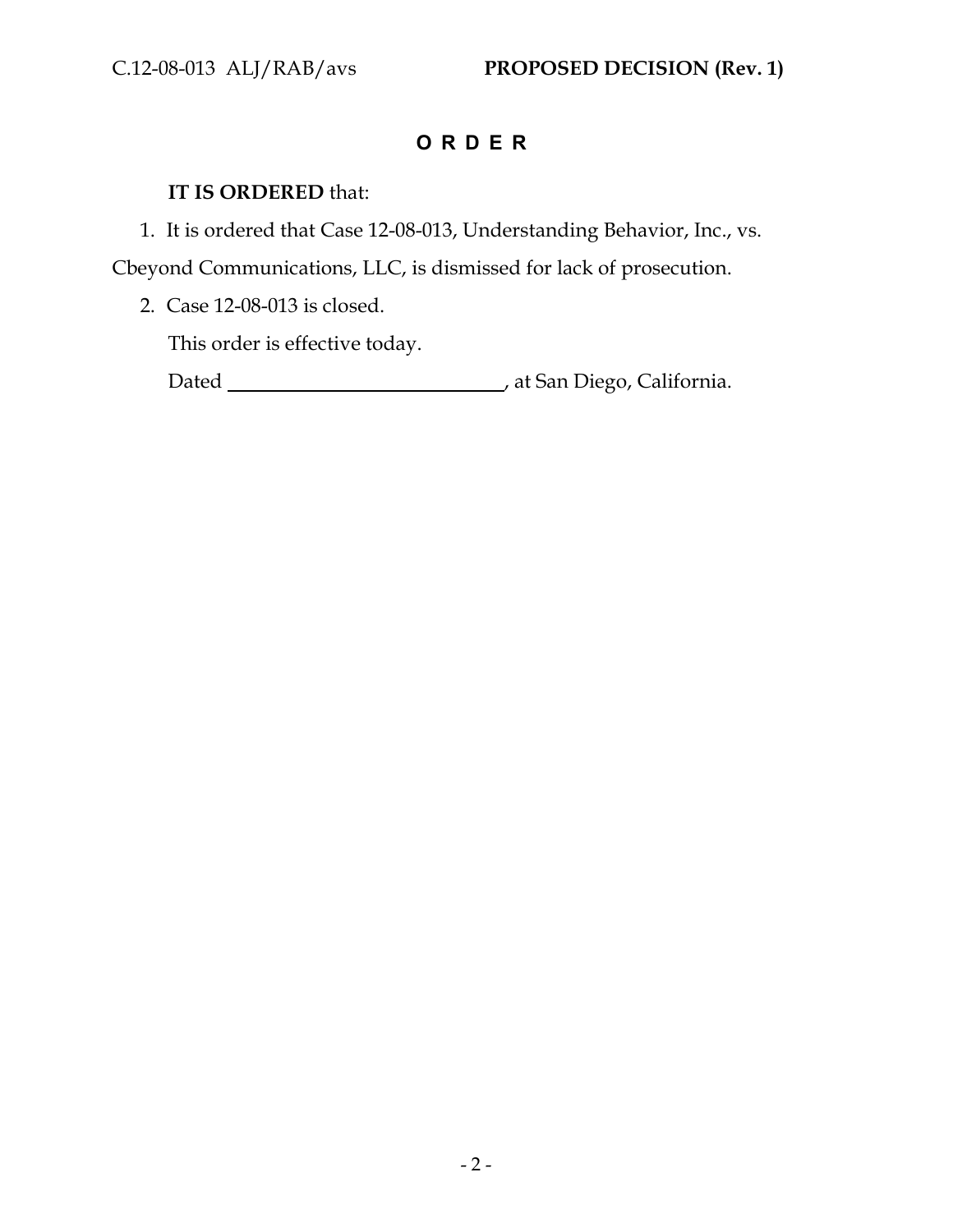# O R D E R

**IT IS ORDERED** that:

1. It is ordered that Case 12-08-013, Understanding Behavior, Inc., vs. Cbeyond Communications, LLC, is dismissed for lack of prosecution.
2. Case 12-08-013 is closed.

This order is effective today.

Dated \_\_\_\_\_\_\_\_\_\_\_\_\_\_\_\_\_\_\_\_\_\_\_\_\_\_\_\_, at San Diego, California.